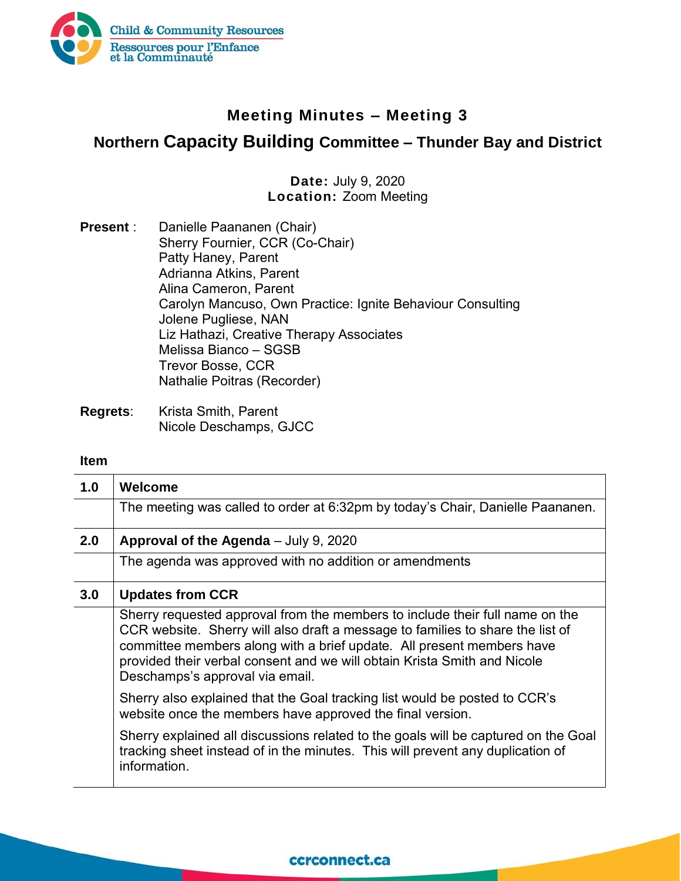Child & Community Resources
Ressources pour l'Enfance et la Communauté

# Meeting Minutes – Meeting 3

## Northern Capacity Building Committee – Thunder Bay and District

**Date:** July 9, 2020
**Location:** Zoom Meeting

**Present** :
Danielle Paananen (Chair)
Sherry Fournier, CCR (Co-Chair)
Patty Haney, Parent
Adrianna Atkins, Parent
Alina Cameron, Parent
Carolyn Mancuso, Own Practice: Ignite Behaviour Consulting
Jolene Pugliese, NAN
Liz Hathazi, Creative Therapy Associates
Melissa Bianco – SGSB
Trevor Bosse, CCR
Nathalie Poitras (Recorder)

**Regrets**:
Krista Smith, Parent
Nicole Deschamps, GJCC

**Item**

| | |
|---|---|
| **1.0** | **Welcome** |
| | The meeting was called to order at 6:32pm by today's Chair, Danielle Paananen. |
| **2.0** | **Approval of the Agenda** – July 9, 2020 |
| | The agenda was approved with no addition or amendments |
| **3.0** | **Updates from CCR** |
| | Sherry requested approval from the members to include their full name on the CCR website. Sherry will also draft a message to families to share the list of committee members along with a brief update. All present members have provided their verbal consent and we will obtain Krista Smith and Nicole Deschamps's approval via email.<br><br>Sherry also explained that the Goal tracking list would be posted to CCR's website once the members have approved the final version.<br><br>Sherry explained all discussions related to the goals will be captured on the Goal tracking sheet instead of in the minutes. This will prevent any duplication of information. |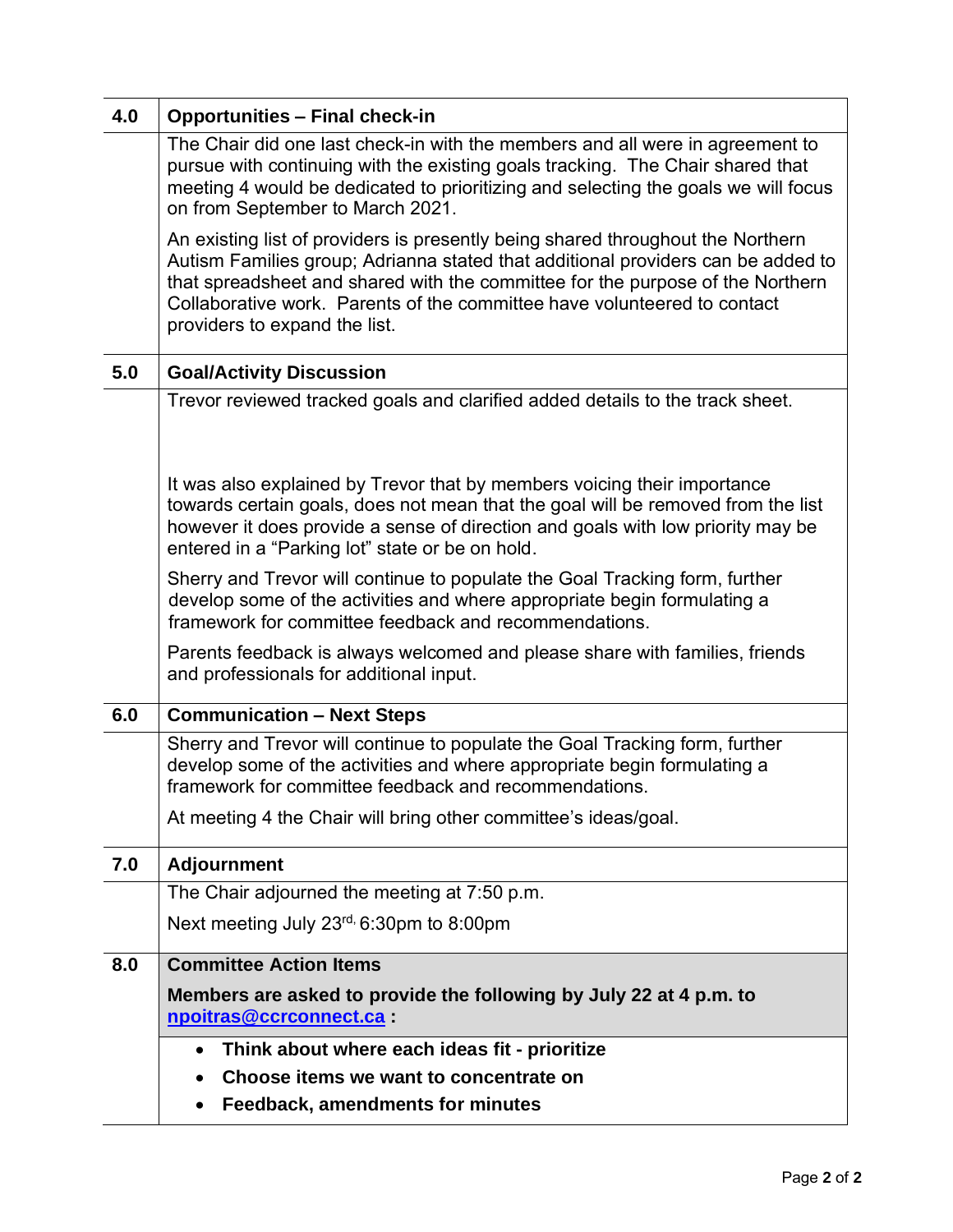| | |
|---|---|
| **4.0** | **Opportunities – Final check-in** |
| | The Chair did one last check-in with the members and all were in agreement to pursue with continuing with the existing goals tracking. The Chair shared that meeting 4 would be dedicated to prioritizing and selecting the goals we will focus on from September to March 2021.<br><br>An existing list of providers is presently being shared throughout the Northern Autism Families group; Adrianna stated that additional providers can be added to that spreadsheet and shared with the committee for the purpose of the Northern Collaborative work. Parents of the committee have volunteered to contact providers to expand the list. |
| **5.0** | **Goal/Activity Discussion** |
| | Trevor reviewed tracked goals and clarified added details to the track sheet.<br><br>It was also explained by Trevor that by members voicing their importance towards certain goals, does not mean that the goal will be removed from the list however it does provide a sense of direction and goals with low priority may be entered in a "Parking lot" state or be on hold.<br><br>Sherry and Trevor will continue to populate the Goal Tracking form, further develop some of the activities and where appropriate begin formulating a framework for committee feedback and recommendations.<br><br>Parents feedback is always welcomed and please share with families, friends and professionals for additional input. |
| **6.0** | **Communication – Next Steps** |
| | Sherry and Trevor will continue to populate the Goal Tracking form, further develop some of the activities and where appropriate begin formulating a framework for committee feedback and recommendations.<br><br>At meeting 4 the Chair will bring other committee's ideas/goal. |
| **7.0** | **Adjournment** |
| | The Chair adjourned the meeting at 7:50 p.m.<br><br>Next meeting July 23rd, 6:30pm to 8:00pm |
| **8.0** | **Committee Action Items**<br><br>**Members are asked to provide the following by July 22 at 4 p.m. to npoitras@ccrconnect.ca :** |
| | • **Think about where each ideas fit - prioritize**<br>• **Choose items we want to concentrate on**<br>• **Feedback, amendments for minutes** |